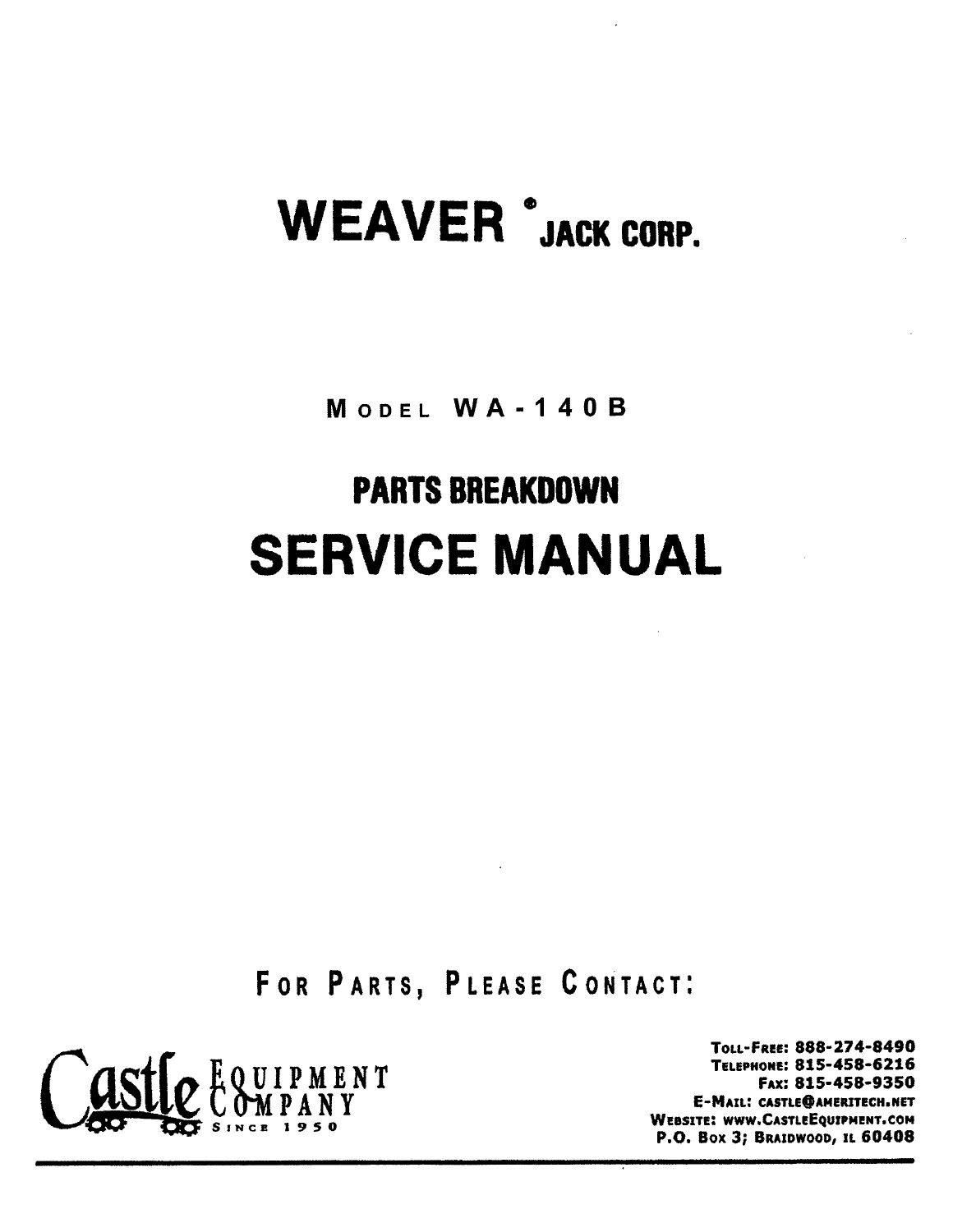# WEAVER® JACK CORP.

## MODEL WA-140B

## PARTS BREAKDOWN

# SERVICE MANUAL

FOR PARTS, PLEASE CONTACT:

Castle Equipment Company
Since 1950

TOLL-FREE: 888-274-8490
TELEPHONE: 815-458-6216
FAX: 815-458-9350
E-MAIL: CASTLE@AMERITECH.NET
WEBSITE: WWW.CASTLEEQUIPMENT.COM
P.O. BOX 3; BRAIDWOOD, IL 60408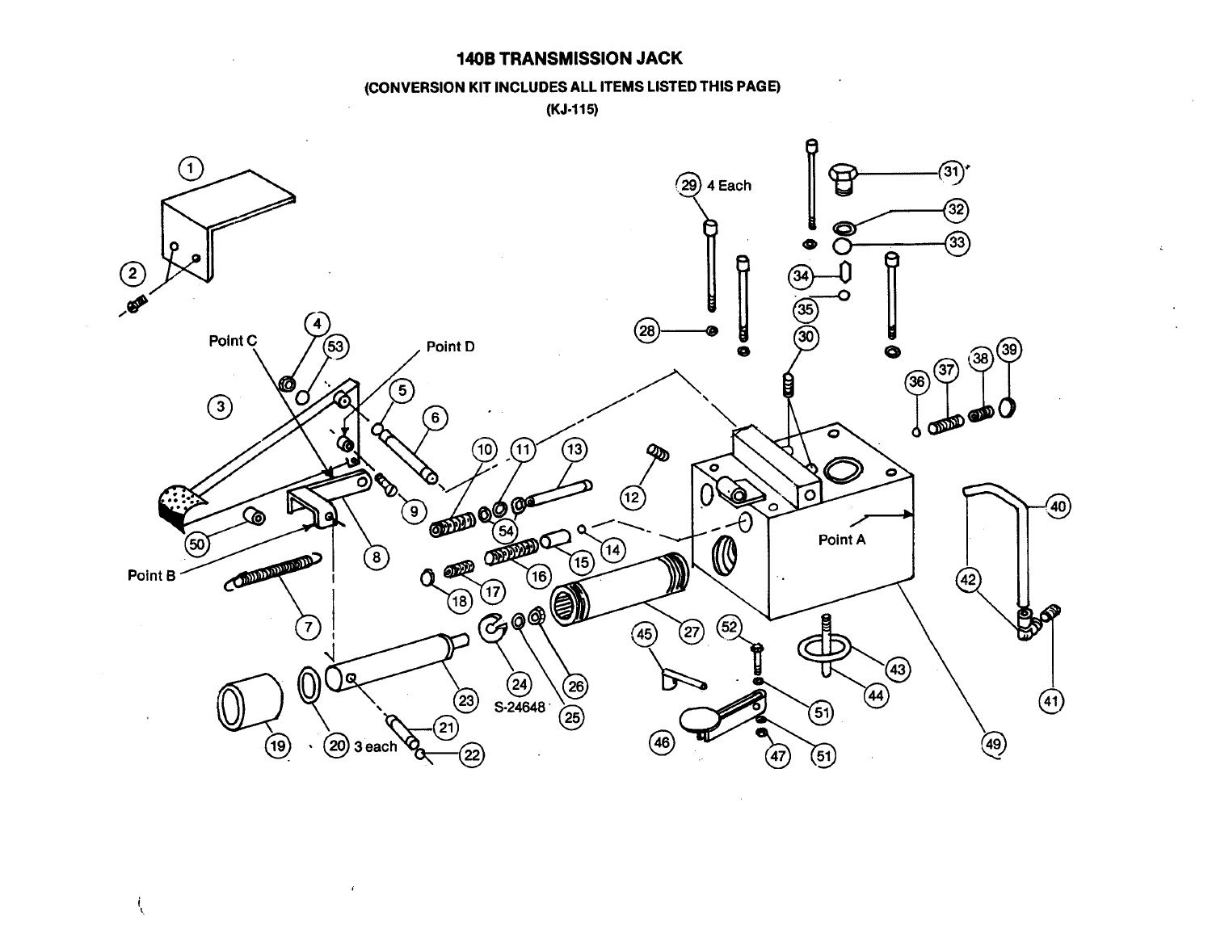# 140B TRANSMISSION JACK

**(CONVERSION KIT INCLUDES ALL ITEMS LISTED THIS PAGE)**

**(KJ-115)**

1
2
3
4
53
Point C
Point D
5
6
9
50
8
Point B
7
10
11
13
54
12
16
15
14
17
18
29 4 Each
28
31
32
33
34
35
30
36
37
38
39
Point A
40
42
41
27
24
26
25
S-24648
23
21
22
19
20 3 each
45
52
51
46
47
51
43
44
49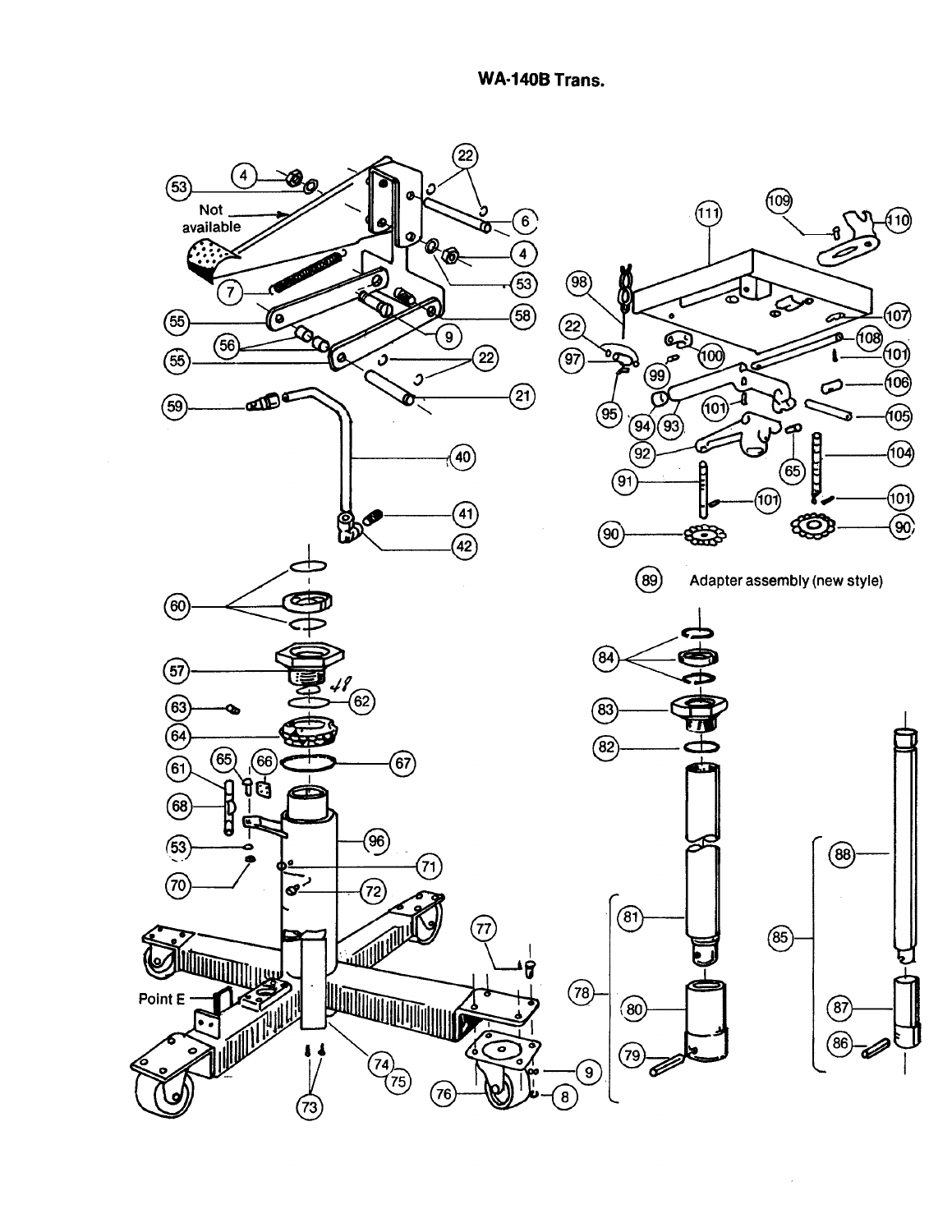# WA-140B Trans.

Not available

(89) Adapter assembly (new style)

Point E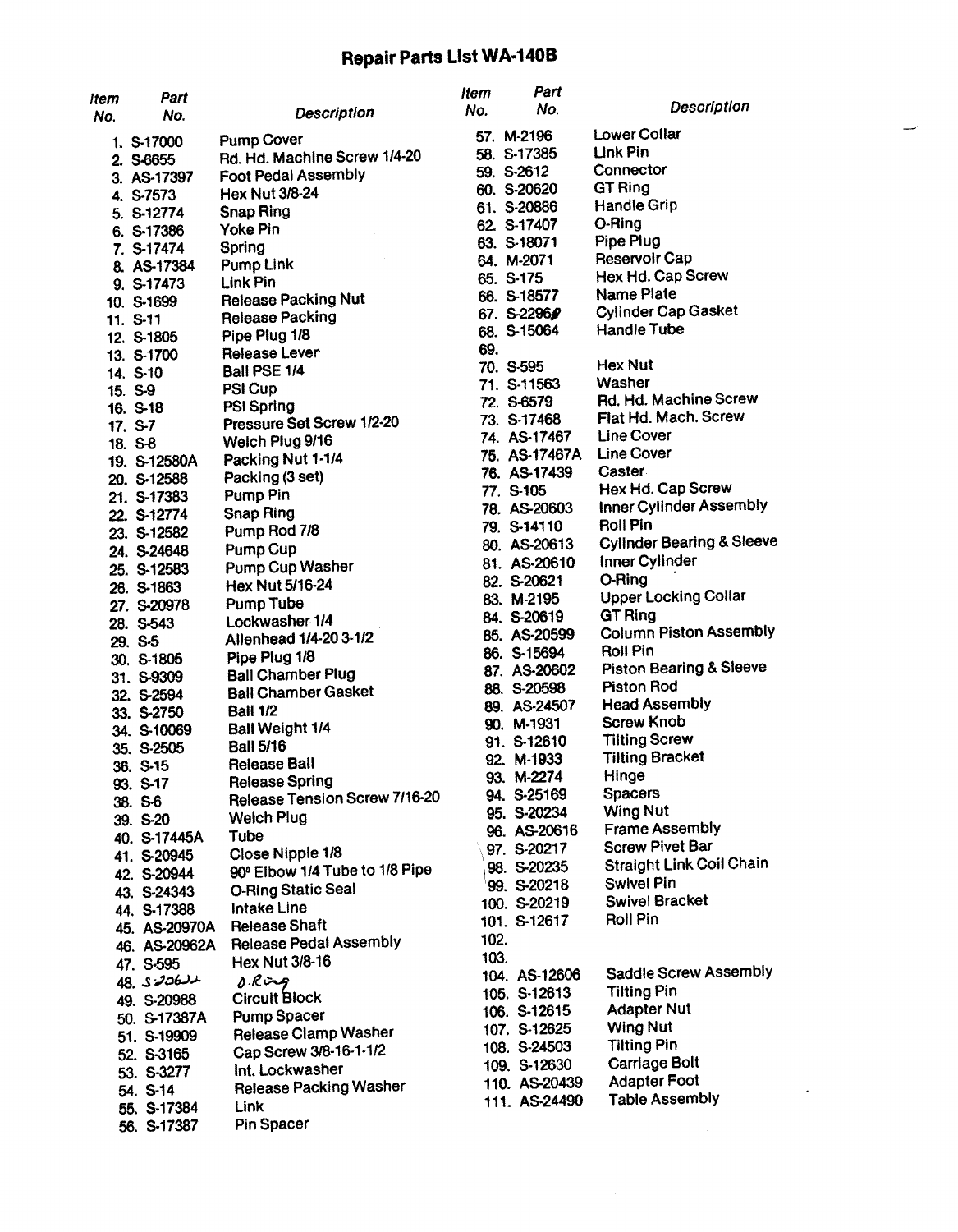# Repair Parts List WA-140B

| Item No. | Part No. | Description |
|---|---|---|
| 1. | S-17000 | Pump Cover |
| 2. | S-6655 | Rd. Hd. Machine Screw 1/4-20 |
| 3. | AS-17397 | Foot Pedal Assembly |
| 4. | S-7573 | Hex Nut 3/8-24 |
| 5. | S-12774 | Snap Ring |
| 6. | S-17386 | Yoke Pin |
| 7. | S-17474 | Spring |
| 8. | AS-17384 | Pump Link |
| 9. | S-17473 | Link Pin |
| 10. | S-1699 | Release Packing Nut |
| 11. | S-11 | Release Packing |
| 12. | S-1805 | Pipe Plug 1/8 |
| 13. | S-1700 | Release Lever |
| 14. | S-10 | Ball PSE 1/4 |
| 15. | S-9 | PSI Cup |
| 16. | S-18 | PSI Spring |
| 17. | S-7 | Pressure Set Screw 1/2-20 |
| 18. | S-8 | Welch Plug 9/16 |
| 19. | S-12580A | Packing Nut 1-1/4 |
| 20. | S-12588 | Packing (3 set) |
| 21. | S-17383 | Pump Pin |
| 22. | S-12774 | Snap Ring |
| 23. | S-12582 | Pump Rod 7/8 |
| 24. | S-24648 | Pump Cup |
| 25. | S-12583 | Pump Cup Washer |
| 26. | S-1863 | Hex Nut 5/16-24 |
| 27. | S-20978 | Pump Tube |
| 28. | S-543 | Lockwasher 1/4 |
| 29. | S-5 | Allenhead 1/4-20 3-1/2 |
| 30. | S-1805 | Pipe Plug 1/8 |
| 31. | S-9309 | Ball Chamber Plug |
| 32. | S-2594 | Ball Chamber Gasket |
| 33. | S-2750 | Ball 1/2 |
| 34. | S-10069 | Ball Weight 1/4 |
| 35. | S-2505 | Ball 5/16 |
| 36. | S-15 | Release Ball |
| 93. | S-17 | Release Spring |
| 38. | S-6 | Release Tension Screw 7/16-20 |
| 39. | S-20 | Welch Plug |
| 40. | S-17445A | Tube |
| 41. | S-20945 | Close Nipple 1/8 |
| 42. | S-20944 | 90° Elbow 1/4 Tube to 1/8 Pipe |
| 43. | S-24343 | O-Ring Static Seal |
| 44. | S-17388 | Intake Line |
| 45. | AS-20970A | Release Shaft |
| 46. | AS-20962A | Release Pedal Assembly |
| 47. | S-595 | Hex Nut 3/8-16 |
| 48. | S-20622 | O-Ring |
| 49. | S-20988 | Circuit Block |
| 50. | S-17387A | Pump Spacer |
| 51. | S-19909 | Release Clamp Washer |
| 52. | S-3165 | Cap Screw 3/8-16-1-1/2 |
| 53. | S-3277 | Int. Lockwasher |
| 54. | S-14 | Release Packing Washer |
| 55. | S-17384 | Link |
| 56. | S-17387 | Pin Spacer |
| 57. | M-2196 | Lower Collar |
| 58. | S-17385 | Link Pin |
| 59. | S-2612 | Connector |
| 60. | S-20620 | GT Ring |
| 61. | S-20886 | Handle Grip |
| 62. | S-17407 | O-Ring |
| 63. | S-18071 | Pipe Plug |
| 64. | M-2071 | Reservoir Cap |
| 65. | S-175 | Hex Hd. Cap Screw |
| 66. | S-18577 | Name Plate |
| 67. | S-22960 | Cylinder Cap Gasket |
| 68. | S-15064 | Handle Tube |
| 69. | | |
| 70. | S-595 | Hex Nut |
| 71. | S-11563 | Washer |
| 72. | S-6579 | Rd. Hd. Machine Screw |
| 73. | S-17468 | Flat Hd. Mach. Screw |
| 74. | AS-17467 | Line Cover |
| 75. | AS-17467A | Line Cover |
| 76. | AS-17439 | Caster |
| 77. | S-105 | Hex Hd. Cap Screw |
| 78. | AS-20603 | Inner Cylinder Assembly |
| 79. | S-14110 | Roll Pin |
| 80. | AS-20613 | Cylinder Bearing & Sleeve |
| 81. | AS-20610 | Inner Cylinder |
| 82. | S-20621 | O-Ring |
| 83. | M-2195 | Upper Locking Collar |
| 84. | S-20619 | GT Ring |
| 85. | AS-20599 | Column Piston Assembly |
| 86. | S-15694 | Roll Pin |
| 87. | AS-20602 | Piston Bearing & Sleeve |
| 88. | S-20598 | Piston Rod |
| 89. | AS-24507 | Head Assembly |
| 90. | M-1931 | Screw Knob |
| 91. | S-12610 | Tilting Screw |
| 92. | M-1933 | Tilting Bracket |
| 93. | M-2274 | Hinge |
| 94. | S-25169 | Spacers |
| 95. | S-20234 | Wing Nut |
| 96. | AS-20616 | Frame Assembly |
| 97. | S-20217 | Screw Pivet Bar |
| 98. | S-20235 | Straight Link Coil Chain |
| 99. | S-20218 | Swivel Pin |
| 100. | S-20219 | Swivel Bracket |
| 101. | S-12617 | Roll Pin |
| 102. | | |
| 103. | | |
| 104. | AS-12606 | Saddle Screw Assembly |
| 105. | S-12613 | Tilting Pin |
| 106. | S-12615 | Adapter Nut |
| 107. | S-12625 | Wing Nut |
| 108. | S-24503 | Tilting Pin |
| 109. | S-12630 | Carriage Bolt |
| 110. | AS-20439 | Adapter Foot |
| 111. | AS-24490 | Table Assembly |